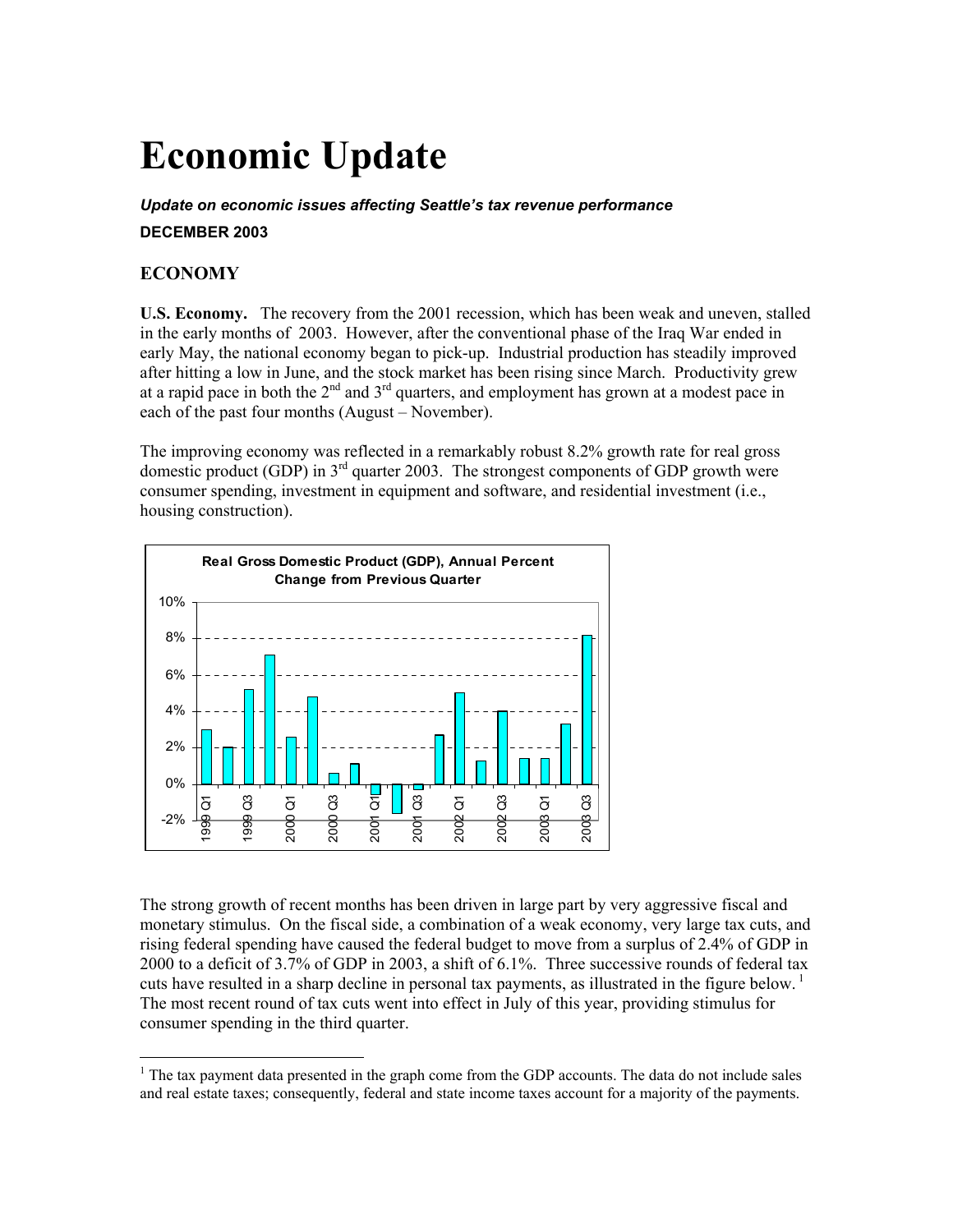# Economic Update

***Update on economic issues affecting Seattle's tax revenue performance***

**DECEMBER 2003**

## ECONOMY

**U.S. Economy.** The recovery from the 2001 recession, which has been weak and uneven, stalled in the early months of 2003. However, after the conventional phase of the Iraq War ended in early May, the national economy began to pick-up. Industrial production has steadily improved after hitting a low in June, and the stock market has been rising since March. Productivity grew at a rapid pace in both the 2nd and 3rd quarters, and employment has grown at a modest pace in each of the past four months (August – November).

The improving economy was reflected in a remarkably robust 8.2% growth rate for real gross domestic product (GDP) in 3rd quarter 2003. The strongest components of GDP growth were consumer spending, investment in equipment and software, and residential investment (i.e., housing construction).

**Real Gross Domestic Product (GDP), Annual Percent Change from Previous Quarter**

10%
8%
6%
4%
2%
0%
-2%

1999 Q1
1999 Q3
2000 Q1
2000 Q3
2001 Q1
2001 Q3
2002 Q1
2002 Q3
2003 Q1
2003 Q3

The strong growth of recent months has been driven in large part by very aggressive fiscal and monetary stimulus. On the fiscal side, a combination of a weak economy, very large tax cuts, and rising federal spending have caused the federal budget to move from a surplus of 2.4% of GDP in 2000 to a deficit of 3.7% of GDP in 2003, a shift of 6.1%. Three successive rounds of federal tax cuts have resulted in a sharp decline in personal tax payments, as illustrated in the figure below.[1] The most recent round of tax cuts went into effect in July of this year, providing stimulus for consumer spending in the third quarter.

[1] The tax payment data presented in the graph come from the GDP accounts. The data do not include sales and real estate taxes; consequently, federal and state income taxes account for a majority of the payments.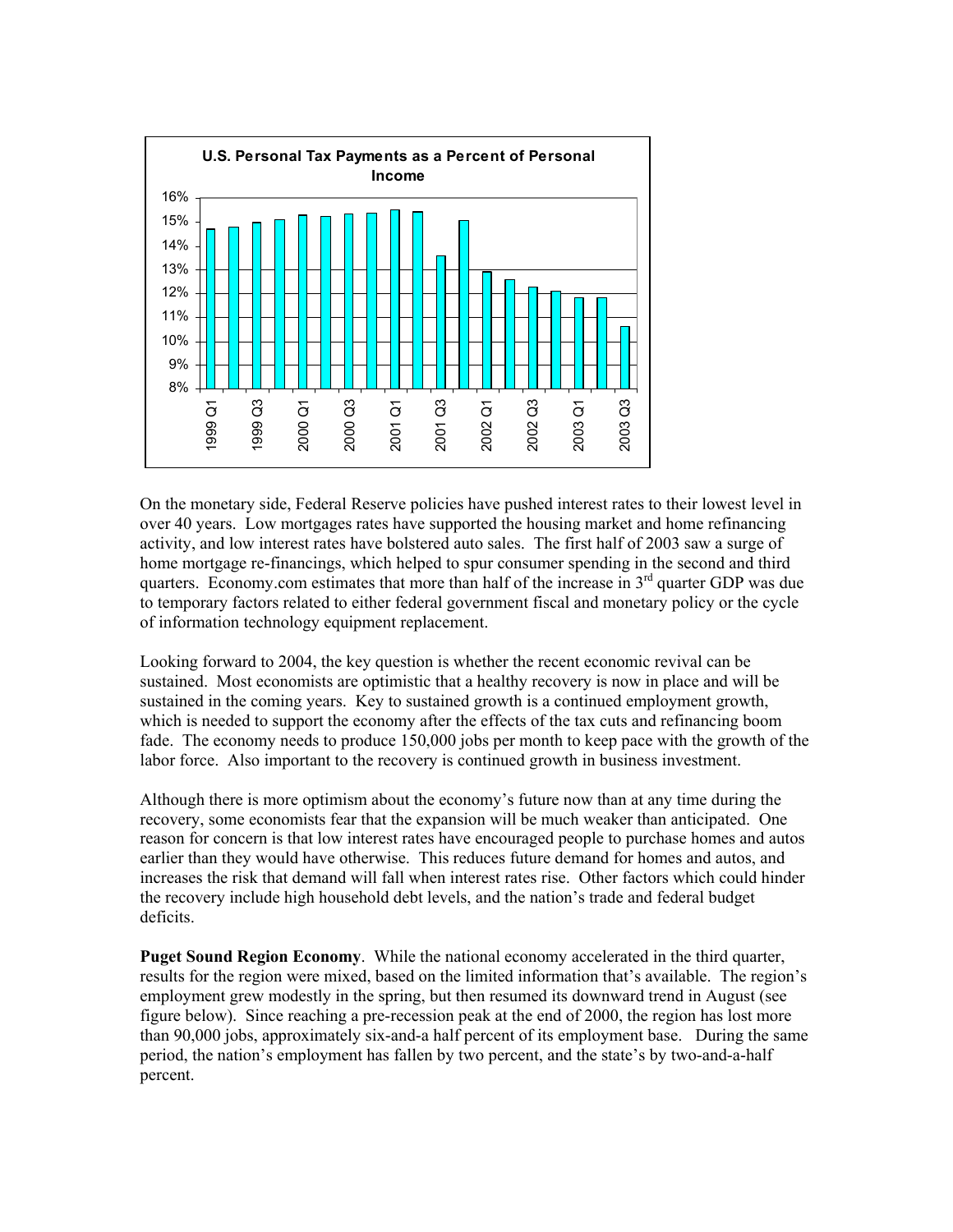U.S. Personal Tax Payments as a Percent of Personal Income

16%
15%
14%
13%
12%
11%
10%
9%
8%

1999 Q1
1999 Q3
2000 Q1
2000 Q3
2001 Q1
2001 Q3
2002 Q1
2002 Q3
2003 Q1
2003 Q3

On the monetary side, Federal Reserve policies have pushed interest rates to their lowest level in over 40 years. Low mortgages rates have supported the housing market and home refinancing activity, and low interest rates have bolstered auto sales. The first half of 2003 saw a surge of home mortgage re-financings, which helped to spur consumer spending in the second and third quarters. Economy.com estimates that more than half of the increase in 3rd quarter GDP was due to temporary factors related to either federal government fiscal and monetary policy or the cycle of information technology equipment replacement.

Looking forward to 2004, the key question is whether the recent economic revival can be sustained. Most economists are optimistic that a healthy recovery is now in place and will be sustained in the coming years. Key to sustained growth is a continued employment growth, which is needed to support the economy after the effects of the tax cuts and refinancing boom fade. The economy needs to produce 150,000 jobs per month to keep pace with the growth of the labor force. Also important to the recovery is continued growth in business investment.

Although there is more optimism about the economy's future now than at any time during the recovery, some economists fear that the expansion will be much weaker than anticipated. One reason for concern is that low interest rates have encouraged people to purchase homes and autos earlier than they would have otherwise. This reduces future demand for homes and autos, and increases the risk that demand will fall when interest rates rise. Other factors which could hinder the recovery include high household debt levels, and the nation's trade and federal budget deficits.

**Puget Sound Region Economy**. While the national economy accelerated in the third quarter, results for the region were mixed, based on the limited information that's available. The region's employment grew modestly in the spring, but then resumed its downward trend in August (see figure below). Since reaching a pre-recession peak at the end of 2000, the region has lost more than 90,000 jobs, approximately six-and-a half percent of its employment base. During the same period, the nation's employment has fallen by two percent, and the state's by two-and-a-half percent.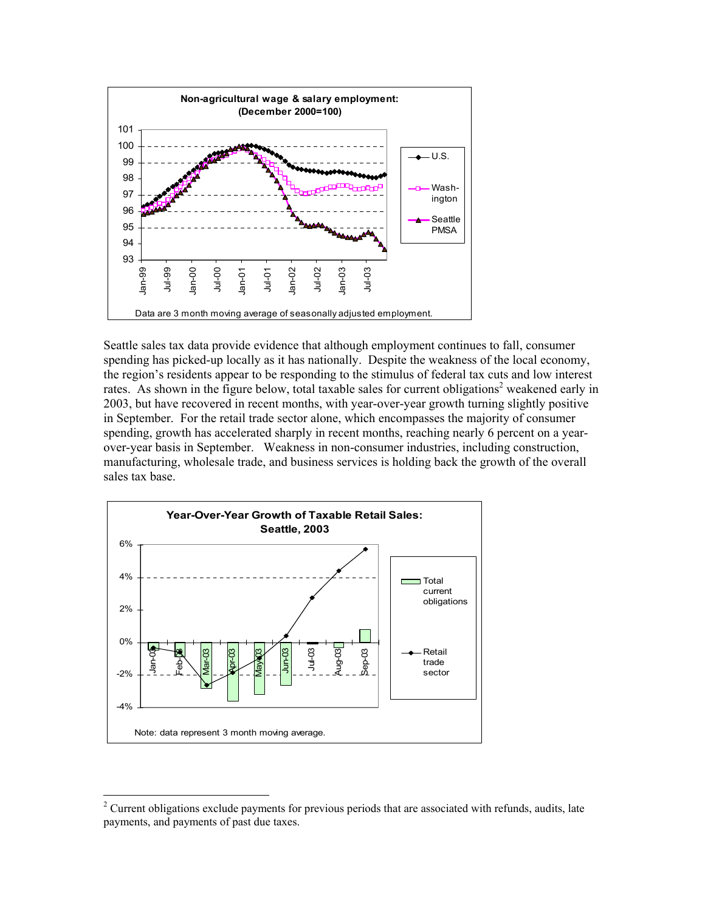**Non-agricultural wage & salary employment: (December 2000=100)**

Data are 3 month moving average of seasonally adjusted employment.

Seattle sales tax data provide evidence that although employment continues to fall, consumer spending has picked-up locally as it has nationally. Despite the weakness of the local economy, the region's residents appear to be responding to the stimulus of federal tax cuts and low interest rates. As shown in the figure below, total taxable sales for current obligations[2] weakened early in 2003, but have recovered in recent months, with year-over-year growth turning slightly positive in September. For the retail trade sector alone, which encompasses the majority of consumer spending, growth has accelerated sharply in recent months, reaching nearly 6 percent on a year-over-year basis in September. Weakness in non-consumer industries, including construction, manufacturing, wholesale trade, and business services is holding back the growth of the overall sales tax base.

**Year-Over-Year Growth of Taxable Retail Sales: Seattle, 2003**

Note: data represent 3 month moving average.

[2] Current obligations exclude payments for previous periods that are associated with refunds, audits, late payments, and payments of past due taxes.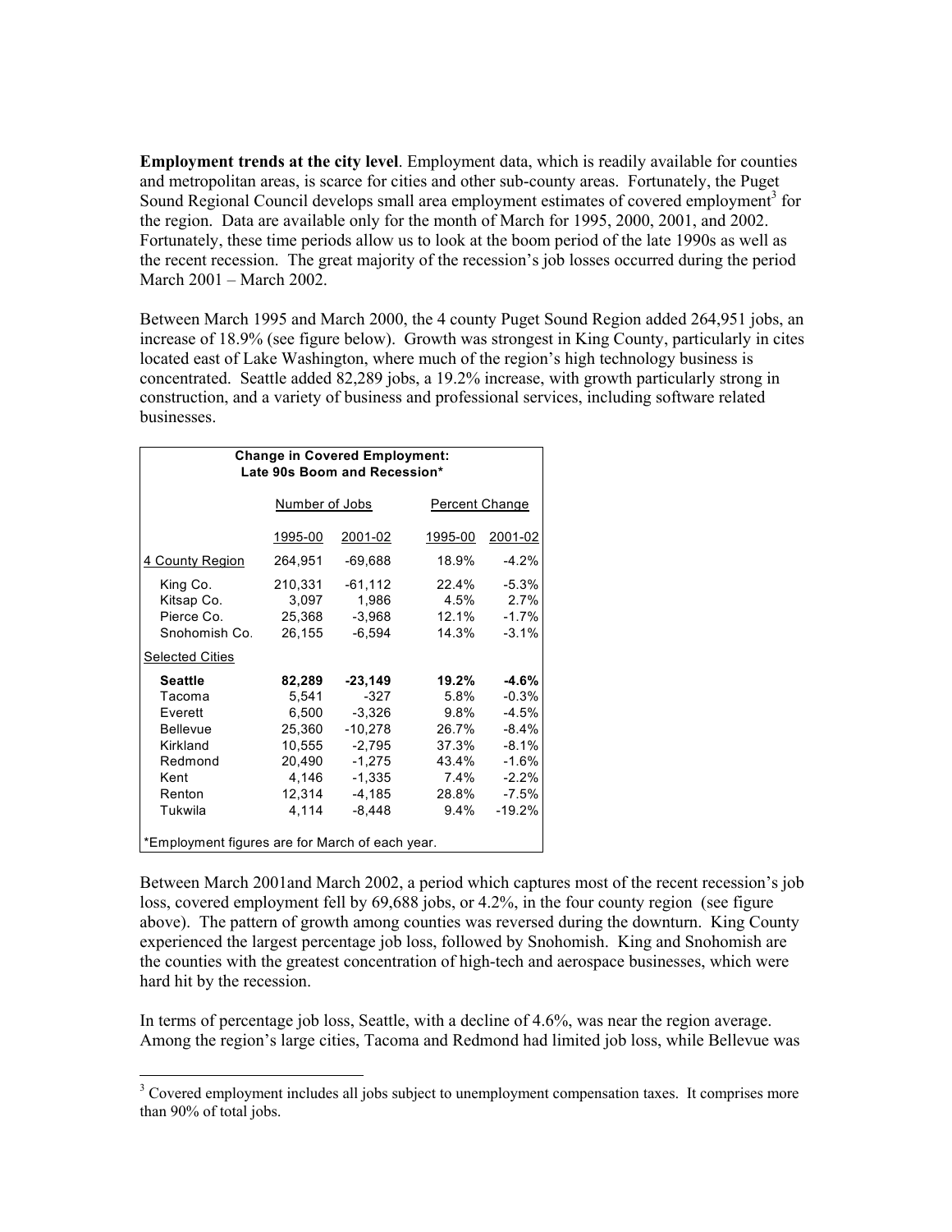**Employment trends at the city level**. Employment data, which is readily available for counties and metropolitan areas, is scarce for cities and other sub-county areas. Fortunately, the Puget Sound Regional Council develops small area employment estimates of covered employment[3] for the region. Data are available only for the month of March for 1995, 2000, 2001, and 2002. Fortunately, these time periods allow us to look at the boom period of the late 1990s as well as the recent recession. The great majority of the recession's job losses occurred during the period March 2001 – March 2002.

Between March 1995 and March 2000, the 4 county Puget Sound Region added 264,951 jobs, an increase of 18.9% (see figure below). Growth was strongest in King County, particularly in cites located east of Lake Washington, where much of the region's high technology business is concentrated. Seattle added 82,289 jobs, a 19.2% increase, with growth particularly strong in construction, and a variety of business and professional services, including software related businesses.

**Change in Covered Employment: Late 90s Boom and Recession***

| | Number of Jobs | | Percent Change | |
|---|---|---|---|---|
| | 1995-00 | 2001-02 | 1995-00 | 2001-02 |
| 4 County Region | 264,951 | -69,688 | 18.9% | -4.2% |
| King Co. | 210,331 | -61,112 | 22.4% | -5.3% |
| Kitsap Co. | 3,097 | 1,986 | 4.5% | 2.7% |
| Pierce Co. | 25,368 | -3,968 | 12.1% | -1.7% |
| Snohomish Co. | 26,155 | -6,594 | 14.3% | -3.1% |
| Selected Cities | | | | |
| **Seattle** | **82,289** | **-23,149** | **19.2%** | **-4.6%** |
| Tacoma | 5,541 | -327 | 5.8% | -0.3% |
| Everett | 6,500 | -3,326 | 9.8% | -4.5% |
| Bellevue | 25,360 | -10,278 | 26.7% | -8.4% |
| Kirkland | 10,555 | -2,795 | 37.3% | -8.1% |
| Redmond | 20,490 | -1,275 | 43.4% | -1.6% |
| Kent | 4,146 | -1,335 | 7.4% | -2.2% |
| Renton | 12,314 | -4,185 | 28.8% | -7.5% |
| Tukwila | 4,114 | -8,448 | 9.4% | -19.2% |

*Employment figures are for March of each year.

Between March 2001and March 2002, a period which captures most of the recent recession's job loss, covered employment fell by 69,688 jobs, or 4.2%, in the four county region (see figure above). The pattern of growth among counties was reversed during the downturn. King County experienced the largest percentage job loss, followed by Snohomish. King and Snohomish are the counties with the greatest concentration of high-tech and aerospace businesses, which were hard hit by the recession.

In terms of percentage job loss, Seattle, with a decline of 4.6%, was near the region average. Among the region's large cities, Tacoma and Redmond had limited job loss, while Bellevue was

[3] Covered employment includes all jobs subject to unemployment compensation taxes. It comprises more than 90% of total jobs.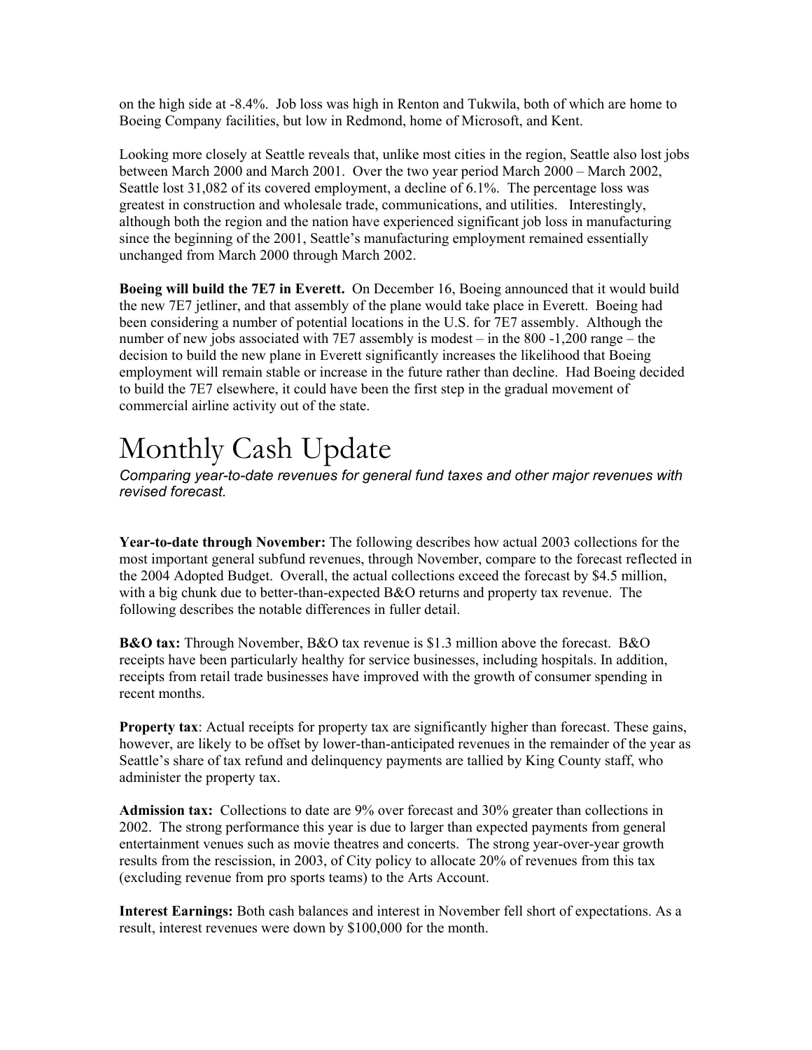on the high side at -8.4%. Job loss was high in Renton and Tukwila, both of which are home to Boeing Company facilities, but low in Redmond, home of Microsoft, and Kent.

Looking more closely at Seattle reveals that, unlike most cities in the region, Seattle also lost jobs between March 2000 and March 2001. Over the two year period March 2000 – March 2002, Seattle lost 31,082 of its covered employment, a decline of 6.1%. The percentage loss was greatest in construction and wholesale trade, communications, and utilities. Interestingly, although both the region and the nation have experienced significant job loss in manufacturing since the beginning of the 2001, Seattle's manufacturing employment remained essentially unchanged from March 2000 through March 2002.

**Boeing will build the 7E7 in Everett.** On December 16, Boeing announced that it would build the new 7E7 jetliner, and that assembly of the plane would take place in Everett. Boeing had been considering a number of potential locations in the U.S. for 7E7 assembly. Although the number of new jobs associated with 7E7 assembly is modest – in the 800 -1,200 range – the decision to build the new plane in Everett significantly increases the likelihood that Boeing employment will remain stable or increase in the future rather than decline. Had Boeing decided to build the 7E7 elsewhere, it could have been the first step in the gradual movement of commercial airline activity out of the state.

# Monthly Cash Update

*Comparing year-to-date revenues for general fund taxes and other major revenues with revised forecast.*

**Year-to-date through November:** The following describes how actual 2003 collections for the most important general subfund revenues, through November, compare to the forecast reflected in the 2004 Adopted Budget. Overall, the actual collections exceed the forecast by $4.5 million, with a big chunk due to better-than-expected B&O returns and property tax revenue. The following describes the notable differences in fuller detail.

**B&O tax:** Through November, B&O tax revenue is $1.3 million above the forecast. B&O receipts have been particularly healthy for service businesses, including hospitals. In addition, receipts from retail trade businesses have improved with the growth of consumer spending in recent months.

**Property tax**: Actual receipts for property tax are significantly higher than forecast. These gains, however, are likely to be offset by lower-than-anticipated revenues in the remainder of the year as Seattle's share of tax refund and delinquency payments are tallied by King County staff, who administer the property tax.

**Admission tax:** Collections to date are 9% over forecast and 30% greater than collections in 2002. The strong performance this year is due to larger than expected payments from general entertainment venues such as movie theatres and concerts. The strong year-over-year growth results from the rescission, in 2003, of City policy to allocate 20% of revenues from this tax (excluding revenue from pro sports teams) to the Arts Account.

**Interest Earnings:** Both cash balances and interest in November fell short of expectations. As a result, interest revenues were down by $100,000 for the month.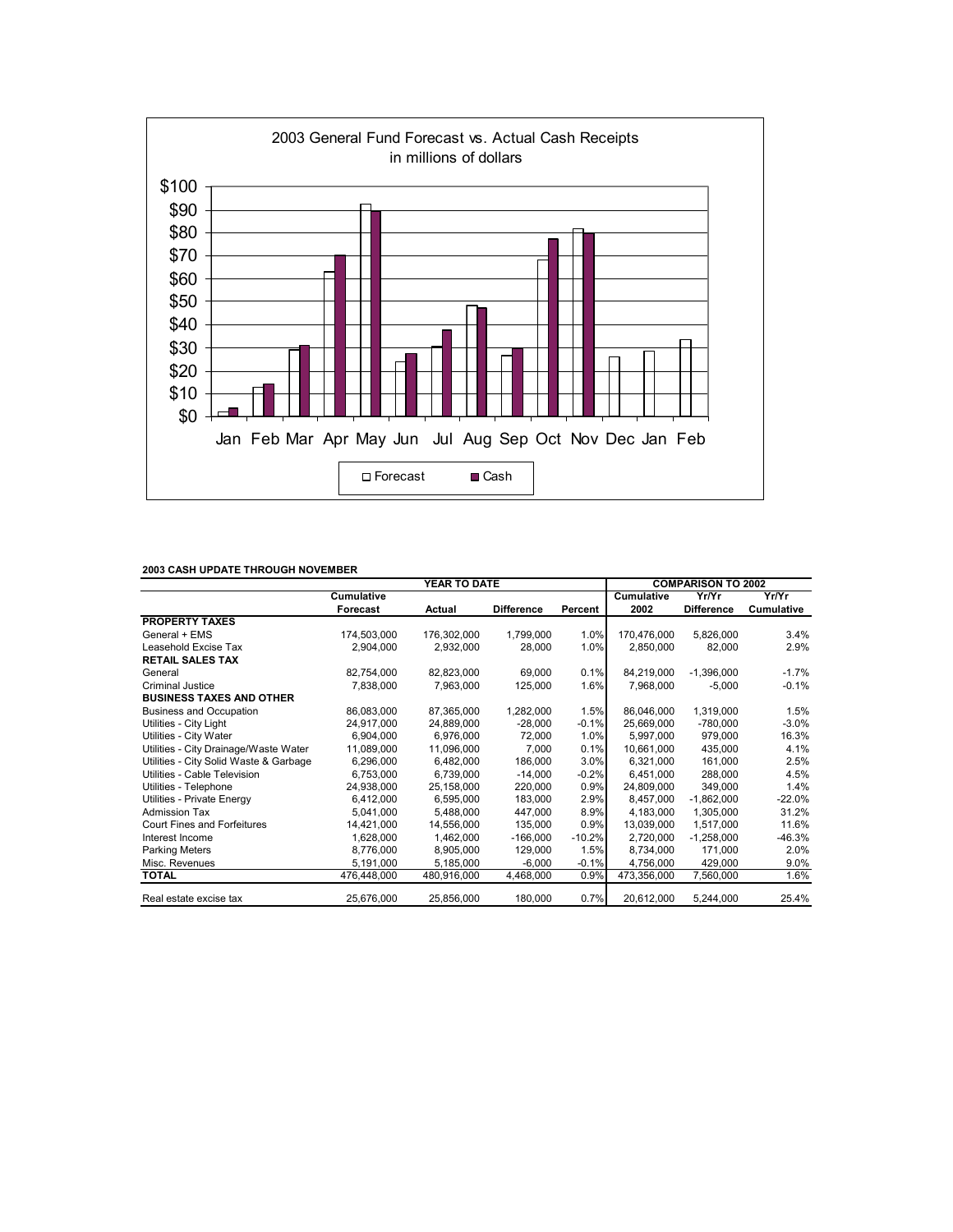2003 General Fund Forecast vs. Actual Cash Receipts
in millions of dollars

$100
$90
$80
$70
$60
$50
$40
$30
$20
$10
$0

Jan Feb Mar Apr May Jun Jul Aug Sep Oct Nov Dec Jan Feb

Forecast
Cash

**2003 CASH UPDATE THROUGH NOVEMBER**

| | YEAR TO DATE | | | | COMPARISON TO 2002 | | |
|---|---|---|---|---|---|---|---|
| | Cumulative Forecast | Actual | Difference | Percent | Cumulative 2002 | Yr/Yr Difference | Yr/Yr Cumulative |
| **PROPERTY TAXES** | | | | | | | |
| General + EMS | 174,503,000 | 176,302,000 | 1,799,000 | 1.0% | 170,476,000 | 5,826,000 | 3.4% |
| Leasehold Excise Tax | 2,904,000 | 2,932,000 | 28,000 | 1.0% | 2,850,000 | 82,000 | 2.9% |
| **RETAIL SALES TAX** | | | | | | | |
| General | 82,754,000 | 82,823,000 | 69,000 | 0.1% | 84,219,000 | -1,396,000 | -1.7% |
| Criminal Justice | 7,838,000 | 7,963,000 | 125,000 | 1.6% | 7,968,000 | -5,000 | -0.1% |
| **BUSINESS TAXES AND OTHER** | | | | | | | |
| Business and Occupation | 86,083,000 | 87,365,000 | 1,282,000 | 1.5% | 86,046,000 | 1,319,000 | 1.5% |
| Utilities - City Light | 24,917,000 | 24,889,000 | -28,000 | -0.1% | 25,669,000 | -780,000 | -3.0% |
| Utilities - City Water | 6,904,000 | 6,976,000 | 72,000 | 1.0% | 5,997,000 | 979,000 | 16.3% |
| Utilities - City Drainage/Waste Water | 11,089,000 | 11,096,000 | 7,000 | 0.1% | 10,661,000 | 435,000 | 4.1% |
| Utilities - City Solid Waste & Garbage | 6,296,000 | 6,482,000 | 186,000 | 3.0% | 6,321,000 | 161,000 | 2.5% |
| Utilities - Cable Television | 6,753,000 | 6,739,000 | -14,000 | -0.2% | 6,451,000 | 288,000 | 4.5% |
| Utilities - Telephone | 24,938,000 | 25,158,000 | 220,000 | 0.9% | 24,809,000 | 349,000 | 1.4% |
| Utilities - Private Energy | 6,412,000 | 6,595,000 | 183,000 | 2.9% | 8,457,000 | -1,862,000 | -22.0% |
| Admission Tax | 5,041,000 | 5,488,000 | 447,000 | 8.9% | 4,183,000 | 1,305,000 | 31.2% |
| Court Fines and Forfeitures | 14,421,000 | 14,556,000 | 135,000 | 0.9% | 13,039,000 | 1,517,000 | 11.6% |
| Interest Income | 1,628,000 | 1,462,000 | -166,000 | -10.2% | 2,720,000 | -1,258,000 | -46.3% |
| Parking Meters | 8,776,000 | 8,905,000 | 129,000 | 1.5% | 8,734,000 | 171,000 | 2.0% |
| Misc. Revenues | 5,191,000 | 5,185,000 | -6,000 | -0.1% | 4,756,000 | 429,000 | 9.0% |
| **TOTAL** | 476,448,000 | 480,916,000 | 4,468,000 | 0.9% | 473,356,000 | 7,560,000 | 1.6% |
| | | | | | | | |
| Real estate excise tax | 25,676,000 | 25,856,000 | 180,000 | 0.7% | 20,612,000 | 5,244,000 | 25.4% |